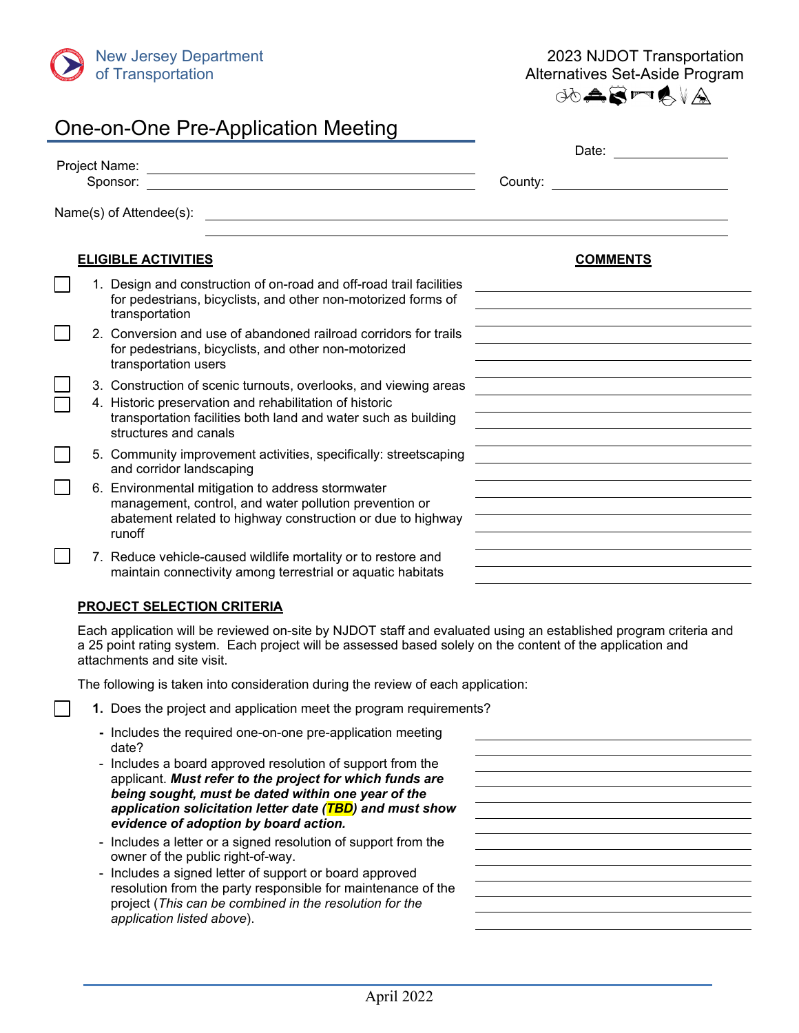New Jersey Department of Transportation

2023 NJDOT Transportation Alternatives Set-Aside Program

# One-on-One Pre-Application Meeting

Date: ____________

Project Name: ________________________________

Sponsor: ________________________________

County: ____________

Name(s) of Attendee(s): ________________________________

## ELIGIBLE ACTIVITIES

**COMMENTS**

- ☐ 1. Design and construction of on-road and off-road trail facilities for pedestrians, bicyclists, and other non-motorized forms of transportation
- ☐ 2. Conversion and use of abandoned railroad corridors for trails for pedestrians, bicyclists, and other non-motorized transportation users
- ☐ 3. Construction of scenic turnouts, overlooks, and viewing areas
- ☐ 4. Historic preservation and rehabilitation of historic transportation facilities both land and water such as building structures and canals
- ☐ 5. Community improvement activities, specifically: streetscaping and corridor landscaping
- ☐ 6. Environmental mitigation to address stormwater management, control, and water pollution prevention or abatement related to highway construction or due to highway runoff
- ☐ 7. Reduce vehicle-caused wildlife mortality or to restore and maintain connectivity among terrestrial or aquatic habitats

## PROJECT SELECTION CRITERIA

Each application will be reviewed on-site by NJDOT staff and evaluated using an established program criteria and a 25 point rating system. Each project will be assessed based solely on the content of the application and attachments and site visit.

The following is taken into consideration during the review of each application:

☐ **1.** Does the project and application meet the program requirements?

- Includes the required one-on-one pre-application meeting date?
- Includes a board approved resolution of support from the applicant. ***Must refer to the project for which funds are being sought, must be dated within one year of the application solicitation letter date (TBD) and must show evidence of adoption by board action.***
- Includes a letter or a signed resolution of support from the owner of the public right-of-way.
- Includes a signed letter of support or board approved resolution from the party responsible for maintenance of the project (*This can be combined in the resolution for the application listed above*).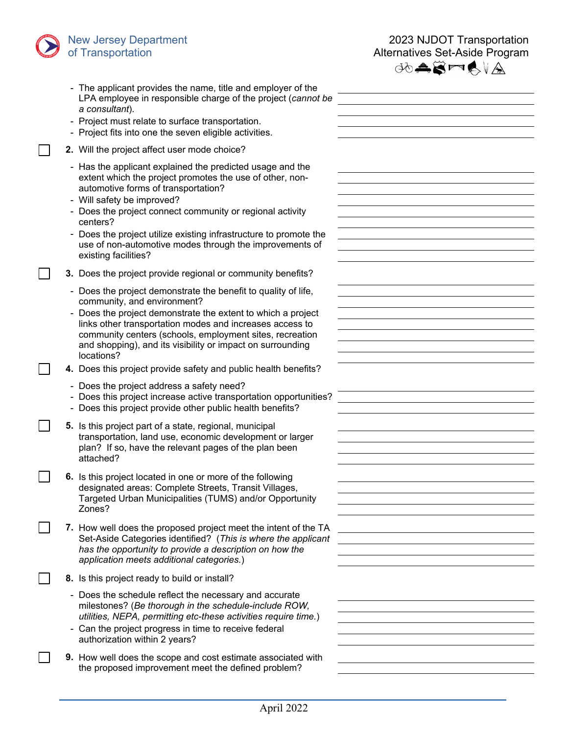- The applicant provides the name, title and employer of the LPA employee in responsible charge of the project (*cannot be a consultant*).
- Project must relate to surface transportation.
- Project fits into one the seven eligible activities.

☐ **2.** Will the project affect user mode choice?

- Has the applicant explained the predicted usage and the extent which the project promotes the use of other, non-automotive forms of transportation?
- Will safety be improved?
- Does the project connect community or regional activity centers?
- Does the project utilize existing infrastructure to promote the use of non-automotive modes through the improvements of existing facilities?

☐ **3.** Does the project provide regional or community benefits?

- Does the project demonstrate the benefit to quality of life, community, and environment?
- Does the project demonstrate the extent to which a project links other transportation modes and increases access to community centers (schools, employment sites, recreation and shopping), and its visibility or impact on surrounding locations?

☐ **4.** Does this project provide safety and public health benefits?

- Does the project address a safety need?
- Does this project increase active transportation opportunities?
- Does this project provide other public health benefits?

☐ **5.** Is this project part of a state, regional, municipal transportation, land use, economic development or larger plan? If so, have the relevant pages of the plan been attached?

☐ **6.** Is this project located in one or more of the following designated areas: Complete Streets, Transit Villages, Targeted Urban Municipalities (TUMS) and/or Opportunity Zones?

☐ **7.** How well does the proposed project meet the intent of the TA Set-Aside Categories identified? (*This is where the applicant has the opportunity to provide a description on how the application meets additional categories.*)

☐ **8.** Is this project ready to build or install?

- Does the schedule reflect the necessary and accurate milestones? (*Be thorough in the schedule-include ROW, utilities, NEPA, permitting etc-these activities require time.*)
- Can the project progress in time to receive federal authorization within 2 years?

☐ **9.** How well does the scope and cost estimate associated with the proposed improvement meet the defined problem?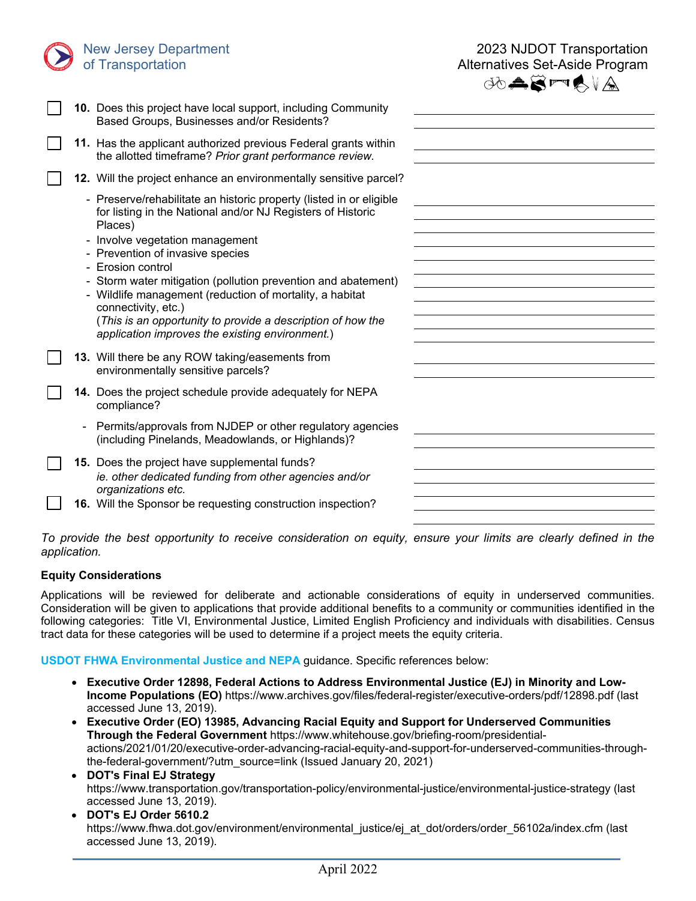- [ ] **10.** Does this project have local support, including Community Based Groups, Businesses and/or Residents?
- [ ] **11.** Has the applicant authorized previous Federal grants within the allotted timeframe? *Prior grant performance review.*
- [ ] **12.** Will the project enhance an environmentally sensitive parcel?
  - Preserve/rehabilitate an historic property (listed in or eligible for listing in the National and/or NJ Registers of Historic Places)
  - Involve vegetation management
  - Prevention of invasive species
  - Erosion control
  - Storm water mitigation (pollution prevention and abatement)
  - Wildlife management (reduction of mortality, a habitat connectivity, etc.)

  (*This is an opportunity to provide a description of how the application improves the existing environment.*)
- [ ] **13.** Will there be any ROW taking/easements from environmentally sensitive parcels?
- [ ] **14.** Does the project schedule provide adequately for NEPA compliance?
  - Permits/approvals from NJDEP or other regulatory agencies (including Pinelands, Meadowlands, or Highlands)?
- [ ] **15.** Does the project have supplemental funds? *ie. other dedicated funding from other agencies and/or organizations etc.*
- [ ] **16.** Will the Sponsor be requesting construction inspection?

*To provide the best opportunity to receive consideration on equity, ensure your limits are clearly defined in the application.*

**Equity Considerations**

Applications will be reviewed for deliberate and actionable considerations of equity in underserved communities. Consideration will be given to applications that provide additional benefits to a community or communities identified in the following categories: Title VI, Environmental Justice, Limited English Proficiency and individuals with disabilities. Census tract data for these categories will be used to determine if a project meets the equity criteria.

**USDOT FHWA Environmental Justice and NEPA** guidance. Specific references below:

- **Executive Order 12898, Federal Actions to Address Environmental Justice (EJ) in Minority and Low-Income Populations (EO)** https://www.archives.gov/files/federal-register/executive-orders/pdf/12898.pdf (last accessed June 13, 2019).
- **Executive Order (EO) 13985, Advancing Racial Equity and Support for Underserved Communities Through the Federal Government** https://www.whitehouse.gov/briefing-room/presidential-actions/2021/01/20/executive-order-advancing-racial-equity-and-support-for-underserved-communities-through-the-federal-government/?utm_source=link (Issued January 20, 2021)
- **DOT's Final EJ Strategy** https://www.transportation.gov/transportation-policy/environmental-justice/environmental-justice-strategy (last accessed June 13, 2019).
- **DOT's EJ Order 5610.2** https://www.fhwa.dot.gov/environment/environmental_justice/ej_at_dot/orders/order_56102a/index.cfm (last accessed June 13, 2019).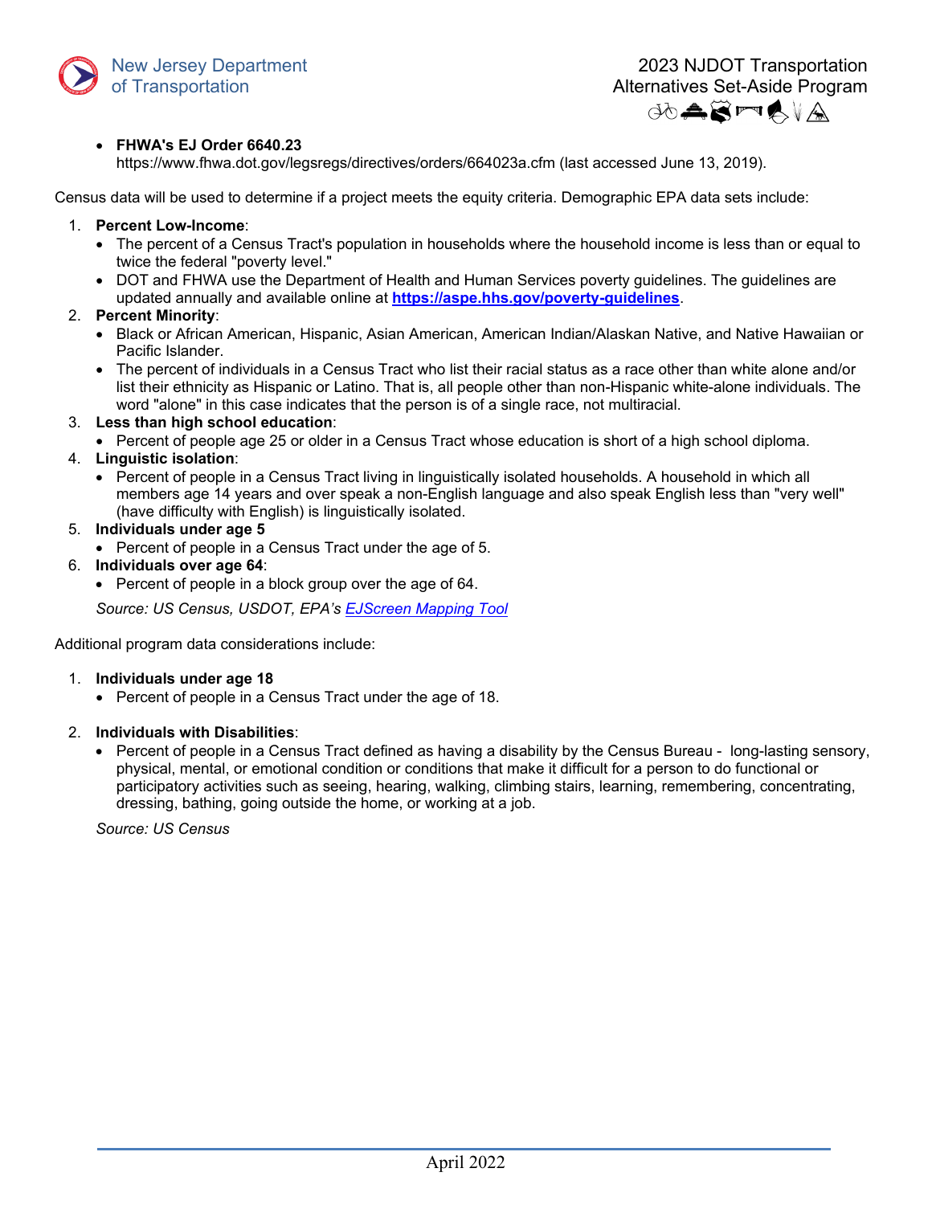- **FHWA's EJ Order 6640.23**
  https://www.fhwa.dot.gov/legsregs/directives/orders/664023a.cfm (last accessed June 13, 2019).

Census data will be used to determine if a project meets the equity criteria. Demographic EPA data sets include:

1. **Percent Low-Income**:
   - The percent of a Census Tract's population in households where the household income is less than or equal to twice the federal "poverty level."
   - DOT and FHWA use the Department of Health and Human Services poverty guidelines. The guidelines are updated annually and available online at **https://aspe.hhs.gov/poverty-guidelines**.
2. **Percent Minority**:
   - Black or African American, Hispanic, Asian American, American Indian/Alaskan Native, and Native Hawaiian or Pacific Islander.
   - The percent of individuals in a Census Tract who list their racial status as a race other than white alone and/or list their ethnicity as Hispanic or Latino. That is, all people other than non-Hispanic white-alone individuals. The word "alone" in this case indicates that the person is of a single race, not multiracial.
3. **Less than high school education**:
   - Percent of people age 25 or older in a Census Tract whose education is short of a high school diploma.
4. **Linguistic isolation**:
   - Percent of people in a Census Tract living in linguistically isolated households. A household in which all members age 14 years and over speak a non-English language and also speak English less than "very well" (have difficulty with English) is linguistically isolated.
5. **Individuals under age 5**
   - Percent of people in a Census Tract under the age of 5.
6. **Individuals over age 64**:
   - Percent of people in a block group over the age of 64.

   *Source: US Census, USDOT, EPA's EJScreen Mapping Tool*

Additional program data considerations include:

1. **Individuals under age 18**
   - Percent of people in a Census Tract under the age of 18.

2. **Individuals with Disabilities**:
   - Percent of people in a Census Tract defined as having a disability by the Census Bureau - long-lasting sensory, physical, mental, or emotional condition or conditions that make it difficult for a person to do functional or participatory activities such as seeing, hearing, walking, climbing stairs, learning, remembering, concentrating, dressing, bathing, going outside the home, or working at a job.

   *Source: US Census*